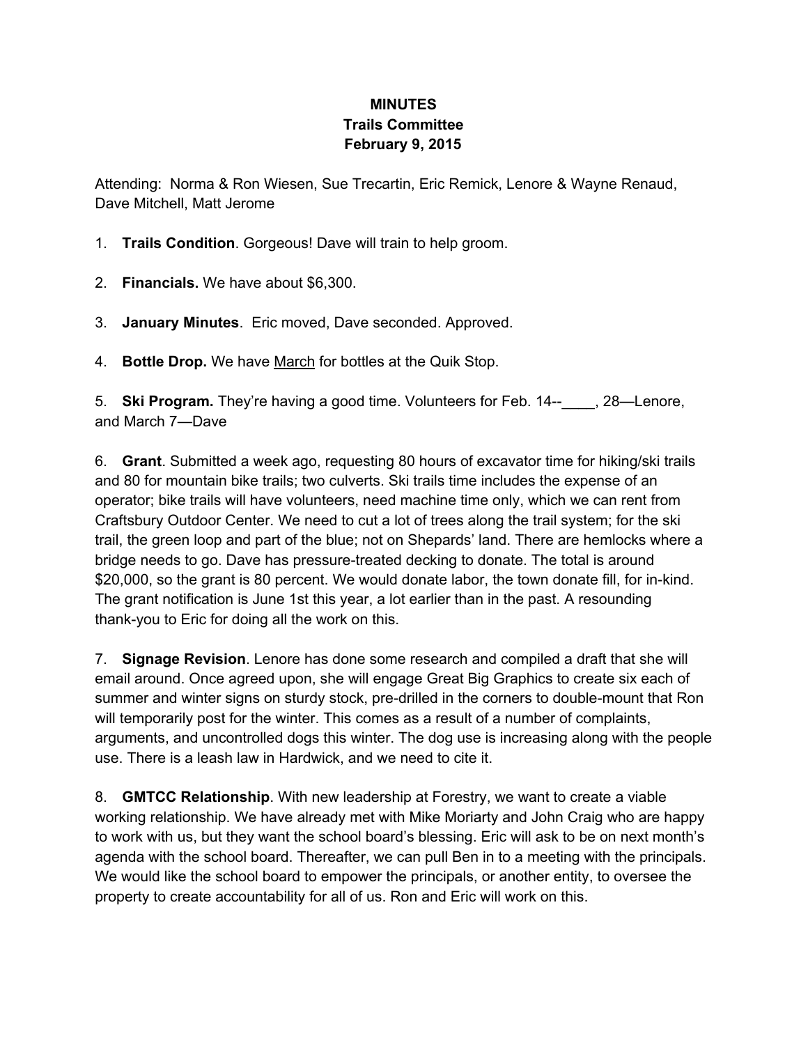**MINUTES**
**Trails Committee**
**February 9, 2015**

Attending: Norma & Ron Wiesen, Sue Trecartin, Eric Remick, Lenore & Wayne Renaud, Dave Mitchell, Matt Jerome

1. **Trails Condition**. Gorgeous! Dave will train to help groom.

2. **Financials.** We have about $6,300.

3. **January Minutes**. Eric moved, Dave seconded. Approved.

4. **Bottle Drop.** We have <u>March</u> for bottles at the Quik Stop.

5. **Ski Program.** They're having a good time. Volunteers for Feb. 14--____, 28—Lenore, and March 7—Dave

6. **Grant**. Submitted a week ago, requesting 80 hours of excavator time for hiking/ski trails and 80 for mountain bike trails; two culverts. Ski trails time includes the expense of an operator; bike trails will have volunteers, need machine time only, which we can rent from Craftsbury Outdoor Center. We need to cut a lot of trees along the trail system; for the ski trail, the green loop and part of the blue; not on Shepards' land. There are hemlocks where a bridge needs to go. Dave has pressure-treated decking to donate. The total is around $20,000, so the grant is 80 percent. We would donate labor, the town donate fill, for in-kind. The grant notification is June 1st this year, a lot earlier than in the past. A resounding thank-you to Eric for doing all the work on this.

7. **Signage Revision**. Lenore has done some research and compiled a draft that she will email around. Once agreed upon, she will engage Great Big Graphics to create six each of summer and winter signs on sturdy stock, pre-drilled in the corners to double-mount that Ron will temporarily post for the winter. This comes as a result of a number of complaints, arguments, and uncontrolled dogs this winter. The dog use is increasing along with the people use. There is a leash law in Hardwick, and we need to cite it.

8. **GMTCC Relationship**. With new leadership at Forestry, we want to create a viable working relationship. We have already met with Mike Moriarty and John Craig who are happy to work with us, but they want the school board's blessing. Eric will ask to be on next month's agenda with the school board. Thereafter, we can pull Ben in to a meeting with the principals. We would like the school board to empower the principals, or another entity, to oversee the property to create accountability for all of us. Ron and Eric will work on this.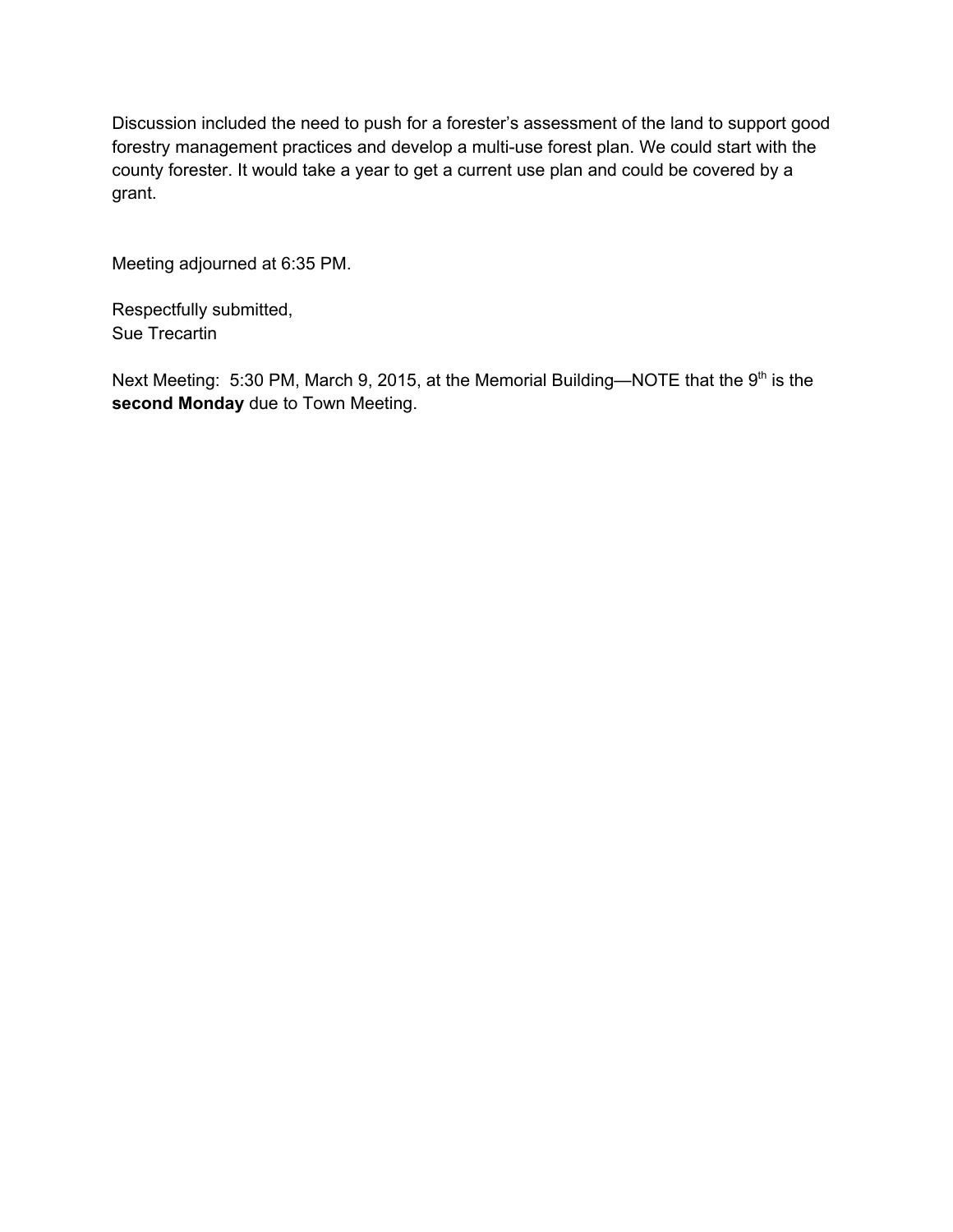Discussion included the need to push for a forester's assessment of the land to support good forestry management practices and develop a multi-use forest plan. We could start with the county forester. It would take a year to get a current use plan and could be covered by a grant.

Meeting adjourned at 6:35 PM.

Respectfully submitted,
Sue Trecartin

Next Meeting: 5:30 PM, March 9, 2015, at the Memorial Building—NOTE that the 9th is the **second Monday** due to Town Meeting.